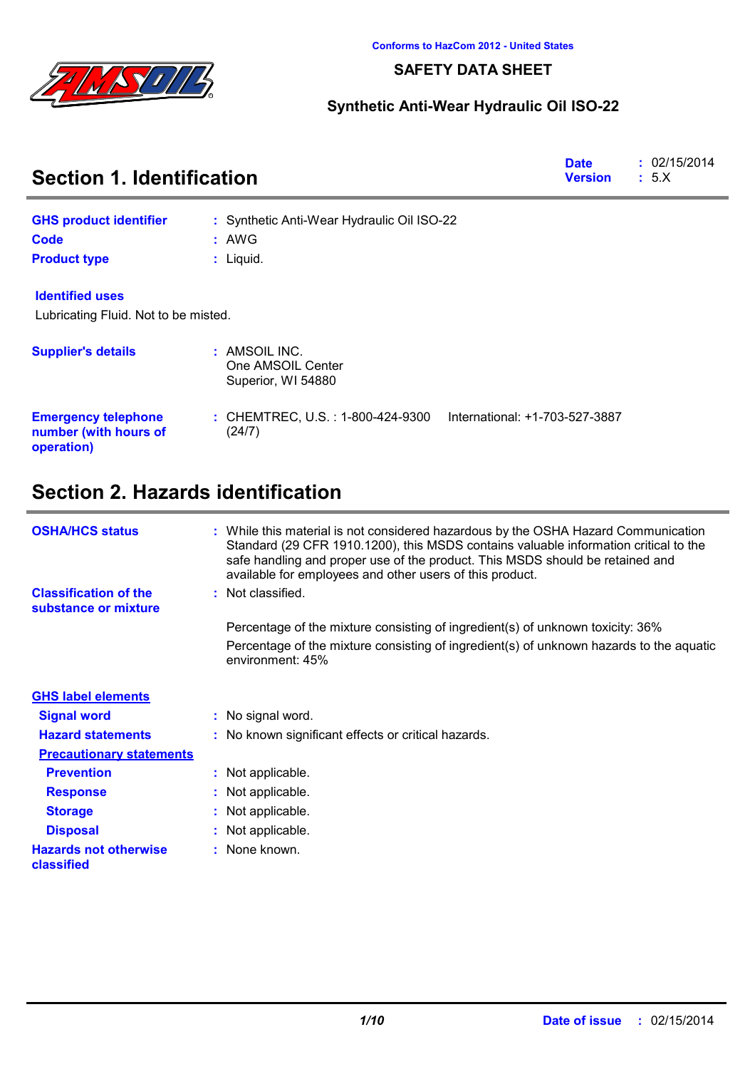Conforms to HazCom 2012 - United States

# SAFETY DATA SHEET

## Synthetic Anti-Wear Hydraulic Oil ISO-22

## Section 1. Identification

**Date** : 02/15/2014
**Version** : 5.X

**GHS product identifier** : Synthetic Anti-Wear Hydraulic Oil ISO-22

**Code** : AWG

**Product type** : Liquid.

**Identified uses**

Lubricating Fluid. Not to be misted.

**Supplier's details** : AMSOIL INC.
One AMSOIL Center
Superior, WI 54880

**Emergency telephone number (with hours of operation)** : CHEMTREC, U.S. : 1-800-424-9300 International: +1-703-527-3887 (24/7)

## Section 2. Hazards identification

**OSHA/HCS status** : While this material is not considered hazardous by the OSHA Hazard Communication Standard (29 CFR 1910.1200), this MSDS contains valuable information critical to the safe handling and proper use of the product. This MSDS should be retained and available for employees and other users of this product.

**Classification of the substance or mixture** : Not classified.

Percentage of the mixture consisting of ingredient(s) of unknown toxicity: 36%

Percentage of the mixture consisting of ingredient(s) of unknown hazards to the aquatic environment: 45%

**GHS label elements**

**Signal word** : No signal word.

**Hazard statements** : No known significant effects or critical hazards.

**Precautionary statements**

**Prevention** : Not applicable.

**Response** : Not applicable.

**Storage** : Not applicable.

**Disposal** : Not applicable.

**Hazards not otherwise classified** : None known.

**Date of issue** : 02/15/2014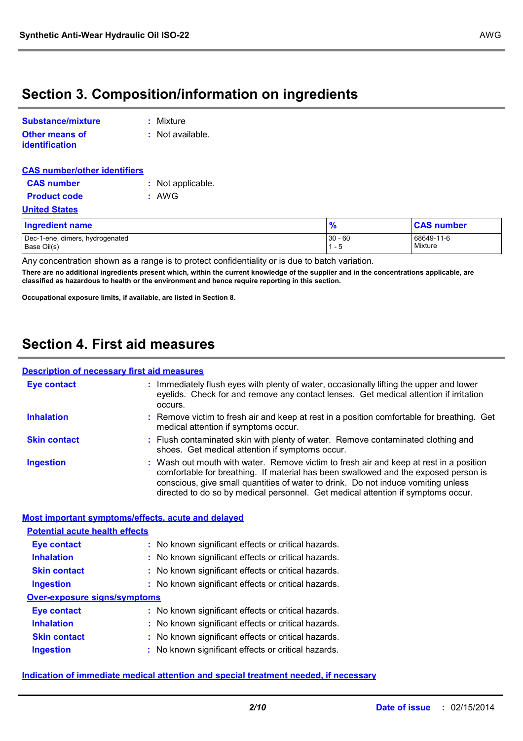## Section 3. Composition/information on ingredients

**Substance/mixture** : Mixture

**Other means of identification** : Not available.

**CAS number/other identifiers**

**CAS number** : Not applicable.

**Product code** : AWG

**United States**

| Ingredient name | % | CAS number |
|---|---|---|
| Dec-1-ene, dimers, hydrogenated | 30 - 60 | 68649-11-6 |
| Base Oil(s) | 1 - 5 | Mixture |

Any concentration shown as a range is to protect confidentiality or is due to batch variation.

**There are no additional ingredients present which, within the current knowledge of the supplier and in the concentrations applicable, are classified as hazardous to health or the environment and hence require reporting in this section.**

**Occupational exposure limits, if available, are listed in Section 8.**

## Section 4. First aid measures

**Description of necessary first aid measures**

**Eye contact** : Immediately flush eyes with plenty of water, occasionally lifting the upper and lower eyelids. Check for and remove any contact lenses. Get medical attention if irritation occurs.

**Inhalation** : Remove victim to fresh air and keep at rest in a position comfortable for breathing. Get medical attention if symptoms occur.

**Skin contact** : Flush contaminated skin with plenty of water. Remove contaminated clothing and shoes. Get medical attention if symptoms occur.

**Ingestion** : Wash out mouth with water. Remove victim to fresh air and keep at rest in a position comfortable for breathing. If material has been swallowed and the exposed person is conscious, give small quantities of water to drink. Do not induce vomiting unless directed to do so by medical personnel. Get medical attention if symptoms occur.

**Most important symptoms/effects, acute and delayed**

**Potential acute health effects**

**Eye contact** : No known significant effects or critical hazards.

**Inhalation** : No known significant effects or critical hazards.

**Skin contact** : No known significant effects or critical hazards.

**Ingestion** : No known significant effects or critical hazards.

**Over-exposure signs/symptoms**

**Eye contact** : No known significant effects or critical hazards.

**Inhalation** : No known significant effects or critical hazards.

**Skin contact** : No known significant effects or critical hazards.

**Ingestion** : No known significant effects or critical hazards.

**Indication of immediate medical attention and special treatment needed, if necessary**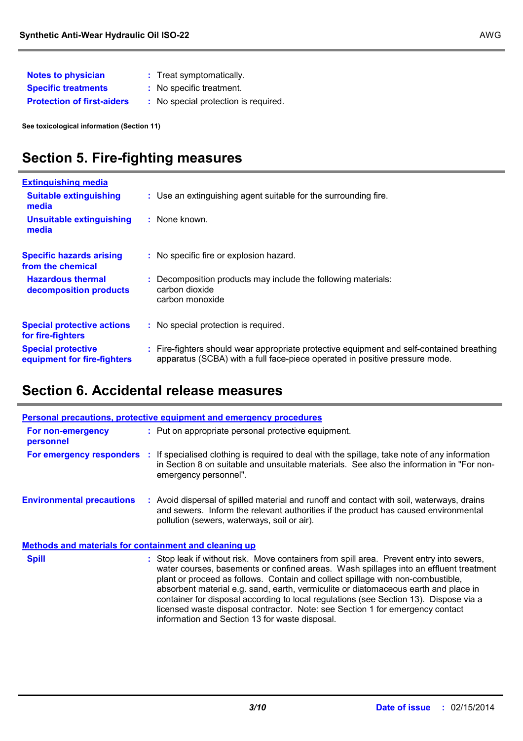**Notes to physician** : Treat symptomatically.

**Specific treatments** : No specific treatment.

**Protection of first-aiders** : No special protection is required.

**See toxicological information (Section 11)**

## Section 5. Fire-fighting measures

**Extinguishing media**

**Suitable extinguishing media** : Use an extinguishing agent suitable for the surrounding fire.

**Unsuitable extinguishing media** : None known.

**Specific hazards arising from the chemical** : No specific fire or explosion hazard.

**Hazardous thermal decomposition products** : Decomposition products may include the following materials:
carbon dioxide
carbon monoxide

**Special protective actions for fire-fighters** : No special protection is required.

**Special protective equipment for fire-fighters** : Fire-fighters should wear appropriate protective equipment and self-contained breathing apparatus (SCBA) with a full face-piece operated in positive pressure mode.

## Section 6. Accidental release measures

**Personal precautions, protective equipment and emergency procedures**

**For non-emergency personnel** : Put on appropriate personal protective equipment.

**For emergency responders** : If specialised clothing is required to deal with the spillage, take note of any information in Section 8 on suitable and unsuitable materials. See also the information in "For non-emergency personnel".

**Environmental precautions** : Avoid dispersal of spilled material and runoff and contact with soil, waterways, drains and sewers. Inform the relevant authorities if the product has caused environmental pollution (sewers, waterways, soil or air).

**Methods and materials for containment and cleaning up**

**Spill** : Stop leak if without risk. Move containers from spill area. Prevent entry into sewers, water courses, basements or confined areas. Wash spillages into an effluent treatment plant or proceed as follows. Contain and collect spillage with non-combustible, absorbent material e.g. sand, earth, vermiculite or diatomaceous earth and place in container for disposal according to local regulations (see Section 13). Dispose via a licensed waste disposal contractor. Note: see Section 1 for emergency contact information and Section 13 for waste disposal.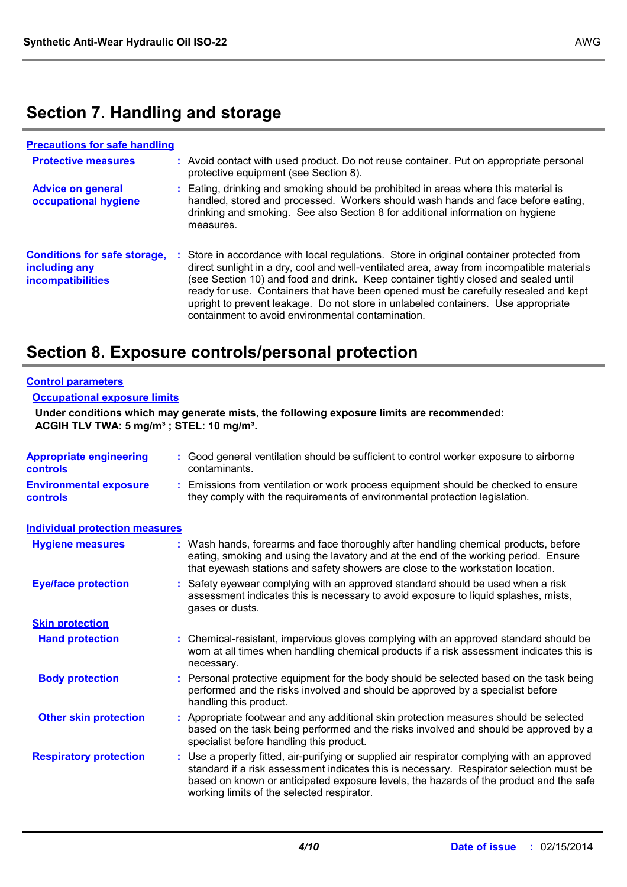## Section 7. Handling and storage

**Precautions for safe handling**

**Protective measures** : Avoid contact with used product. Do not reuse container. Put on appropriate personal protective equipment (see Section 8).

**Advice on general occupational hygiene** : Eating, drinking and smoking should be prohibited in areas where this material is handled, stored and processed. Workers should wash hands and face before eating, drinking and smoking. See also Section 8 for additional information on hygiene measures.

**Conditions for safe storage, including any incompatibilities** : Store in accordance with local regulations. Store in original container protected from direct sunlight in a dry, cool and well-ventilated area, away from incompatible materials (see Section 10) and food and drink. Keep container tightly closed and sealed until ready for use. Containers that have been opened must be carefully resealed and kept upright to prevent leakage. Do not store in unlabeled containers. Use appropriate containment to avoid environmental contamination.

## Section 8. Exposure controls/personal protection

**Control parameters**

**Occupational exposure limits**

**Under conditions which may generate mists, the following exposure limits are recommended:**
**ACGIH TLV TWA: 5 mg/m³ ; STEL: 10 mg/m³.**

**Appropriate engineering controls** : Good general ventilation should be sufficient to control worker exposure to airborne contaminants.

**Environmental exposure controls** : Emissions from ventilation or work process equipment should be checked to ensure they comply with the requirements of environmental protection legislation.

**Individual protection measures**

**Hygiene measures** : Wash hands, forearms and face thoroughly after handling chemical products, before eating, smoking and using the lavatory and at the end of the working period. Ensure that eyewash stations and safety showers are close to the workstation location.

**Eye/face protection** : Safety eyewear complying with an approved standard should be used when a risk assessment indicates this is necessary to avoid exposure to liquid splashes, mists, gases or dusts.

**Skin protection**

**Hand protection** : Chemical-resistant, impervious gloves complying with an approved standard should be worn at all times when handling chemical products if a risk assessment indicates this is necessary.

**Body protection** : Personal protective equipment for the body should be selected based on the task being performed and the risks involved and should be approved by a specialist before handling this product.

**Other skin protection** : Appropriate footwear and any additional skin protection measures should be selected based on the task being performed and the risks involved and should be approved by a specialist before handling this product.

**Respiratory protection** : Use a properly fitted, air-purifying or supplied air respirator complying with an approved standard if a risk assessment indicates this is necessary. Respirator selection must be based on known or anticipated exposure levels, the hazards of the product and the safe working limits of the selected respirator.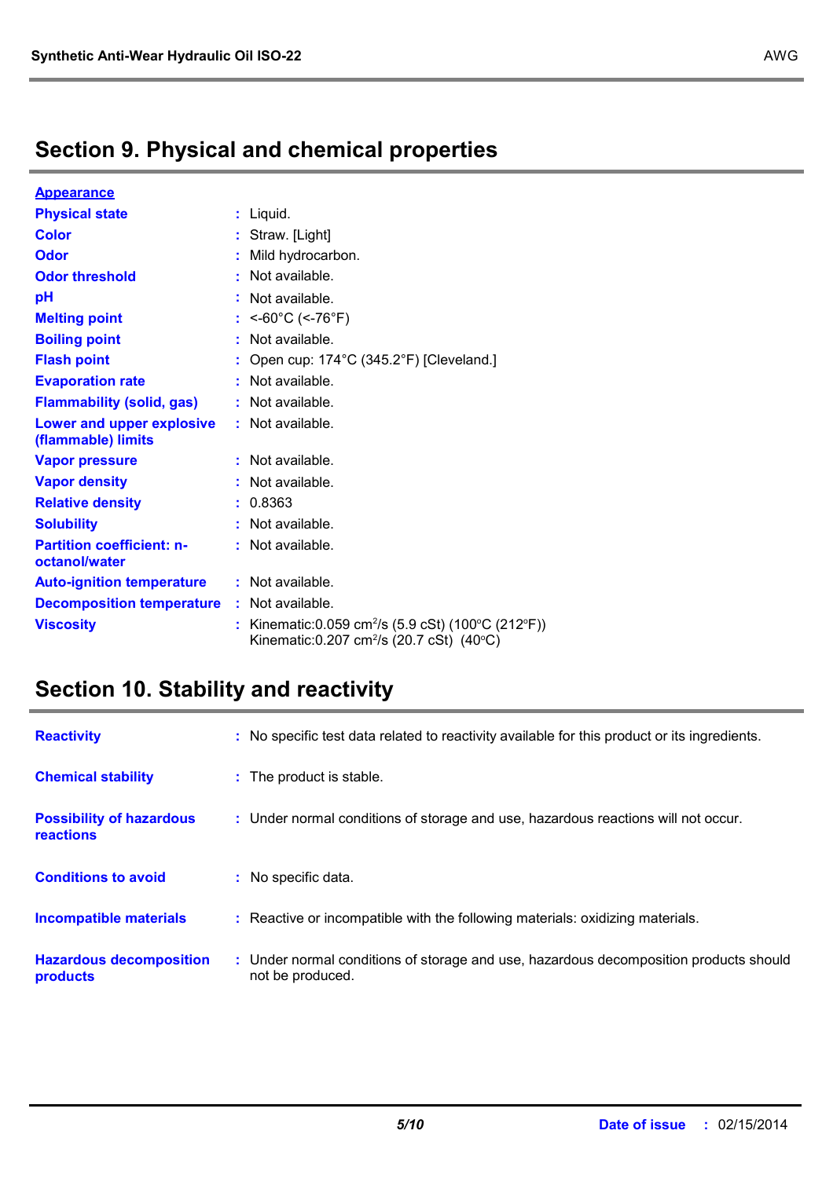## Section 9. Physical and chemical properties

**Appearance**

| | |
|---|---|
| **Physical state** | Liquid. |
| **Color** | Straw. [Light] |
| **Odor** | Mild hydrocarbon. |
| **Odor threshold** | Not available. |
| **pH** | Not available. |
| **Melting point** | <-60°C (<-76°F) |
| **Boiling point** | Not available. |
| **Flash point** | Open cup: 174°C (345.2°F) [Cleveland.] |
| **Evaporation rate** | Not available. |
| **Flammability (solid, gas)** | Not available. |
| **Lower and upper explosive (flammable) limits** | Not available. |
| **Vapor pressure** | Not available. |
| **Vapor density** | Not available. |
| **Relative density** | 0.8363 |
| **Solubility** | Not available. |
| **Partition coefficient: n-octanol/water** | Not available. |
| **Auto-ignition temperature** | Not available. |
| **Decomposition temperature** | Not available. |
| **Viscosity** | Kinematic:0.059 $cm^2/s$ (5.9 cSt) (100°C (212°F))<br>Kinematic:0.207 $cm^2/s$ (20.7 cSt) (40°C) |

## Section 10. Stability and reactivity

| | |
|---|---|
| **Reactivity** | No specific test data related to reactivity available for this product or its ingredients. |
| **Chemical stability** | The product is stable. |
| **Possibility of hazardous reactions** | Under normal conditions of storage and use, hazardous reactions will not occur. |
| **Conditions to avoid** | No specific data. |
| **Incompatible materials** | Reactive or incompatible with the following materials: oxidizing materials. |
| **Hazardous decomposition products** | Under normal conditions of storage and use, hazardous decomposition products should not be produced. |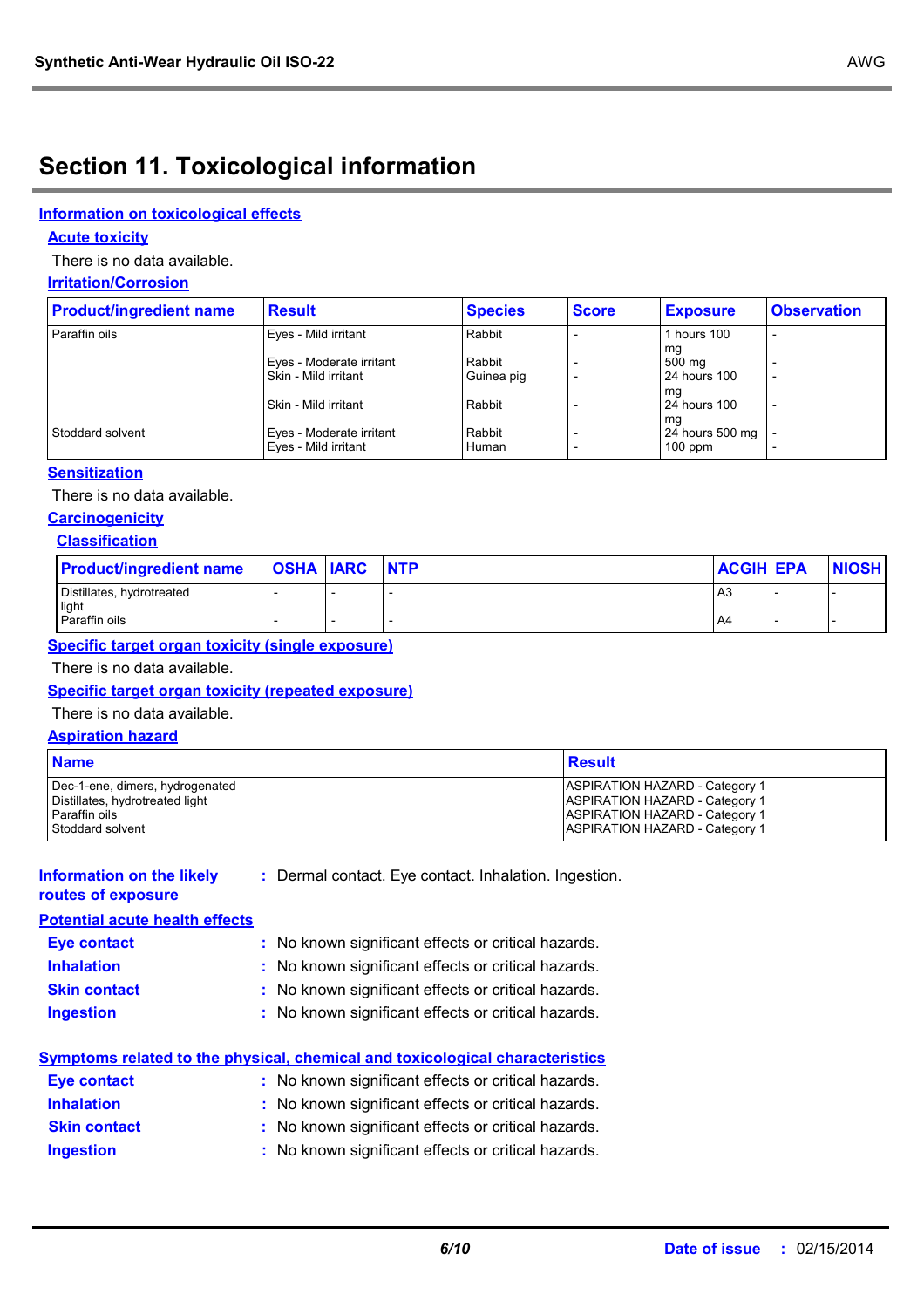# Section 11. Toxicological information

## Information on toxicological effects

### Acute toxicity

There is no data available.

### Irritation/Corrosion

| Product/ingredient name | Result | Species | Score | Exposure | Observation |
|---|---|---|---|---|---|
| Paraffin oils | Eyes - Mild irritant | Rabbit | - | 1 hours 100 mg | - |
| | Eyes - Moderate irritant | Rabbit | - | 500 mg | - |
| | Skin - Mild irritant | Guinea pig | - | 24 hours 100 mg | - |
| | Skin - Mild irritant | Rabbit | - | 24 hours 100 mg | - |
| Stoddard solvent | Eyes - Moderate irritant | Rabbit | - | 24 hours 500 mg | - |
| | Eyes - Mild irritant | Human | - | 100 ppm | - |

### Sensitization

There is no data available.

### Carcinogenicity

#### Classification

| Product/ingredient name | OSHA | IARC | NTP | ACGIH | EPA | NIOSH |
|---|---|---|---|---|---|---|
| Distillates, hydrotreated light | - | - | - | A3 | - | - |
| Paraffin oils | - | - | - | A4 | - | - |

### Specific target organ toxicity (single exposure)

There is no data available.

### Specific target organ toxicity (repeated exposure)

There is no data available.

### Aspiration hazard

| Name | Result |
|---|---|
| Dec-1-ene, dimers, hydrogenated | ASPIRATION HAZARD - Category 1 |
| Distillates, hydrotreated light | ASPIRATION HAZARD - Category 1 |
| Paraffin oils | ASPIRATION HAZARD - Category 1 |
| Stoddard solvent | ASPIRATION HAZARD - Category 1 |

**Information on the likely routes of exposure** : Dermal contact. Eye contact. Inhalation. Ingestion.

### Potential acute health effects

**Eye contact** : No known significant effects or critical hazards.

**Inhalation** : No known significant effects or critical hazards.

**Skin contact** : No known significant effects or critical hazards.

**Ingestion** : No known significant effects or critical hazards.

### Symptoms related to the physical, chemical and toxicological characteristics

**Eye contact** : No known significant effects or critical hazards.

**Inhalation** : No known significant effects or critical hazards.

**Skin contact** : No known significant effects or critical hazards.

**Ingestion** : No known significant effects or critical hazards.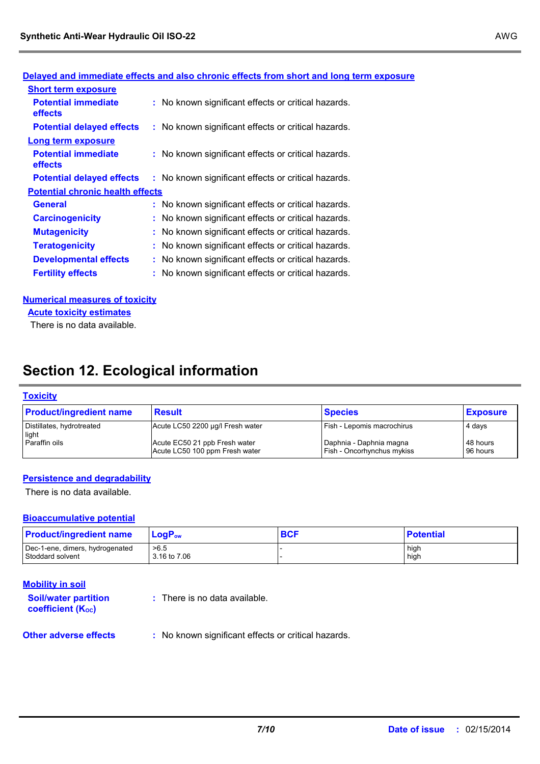**Delayed and immediate effects and also chronic effects from short and long term exposure**

**Short term exposure**

**Potential immediate effects** : No known significant effects or critical hazards.

**Potential delayed effects** : No known significant effects or critical hazards.

**Long term exposure**

**Potential immediate effects** : No known significant effects or critical hazards.

**Potential delayed effects** : No known significant effects or critical hazards.

**Potential chronic health effects**

**General** : No known significant effects or critical hazards.

**Carcinogenicity** : No known significant effects or critical hazards.

**Mutagenicity** : No known significant effects or critical hazards.

**Teratogenicity** : No known significant effects or critical hazards.

**Developmental effects** : No known significant effects or critical hazards.

**Fertility effects** : No known significant effects or critical hazards.

**Numerical measures of toxicity**

**Acute toxicity estimates**

There is no data available.

# Section 12. Ecological information

**Toxicity**

| Product/ingredient name | Result | Species | Exposure |
|---|---|---|---|
| Distillates, hydrotreated light | Acute LC50 2200 µg/l Fresh water | Fish - Lepomis macrochirus | 4 days |
| Paraffin oils | Acute EC50 21 ppb Fresh water | Daphnia - Daphnia magna | 48 hours |
| | Acute LC50 100 ppm Fresh water | Fish - Oncorhynchus mykiss | 96 hours |

**Persistence and degradability**

There is no data available.

**Bioaccumulative potential**

| Product/ingredient name | $LogP_{ow}$ | BCF | Potential |
|---|---|---|---|
| Dec-1-ene, dimers, hydrogenated | >6.5 | - | high |
| Stoddard solvent | 3.16 to 7.06 | - | high |

**Mobility in soil**

**Soil/water partition coefficient ($K_{OC}$)** : There is no data available.

**Other adverse effects** : No known significant effects or critical hazards.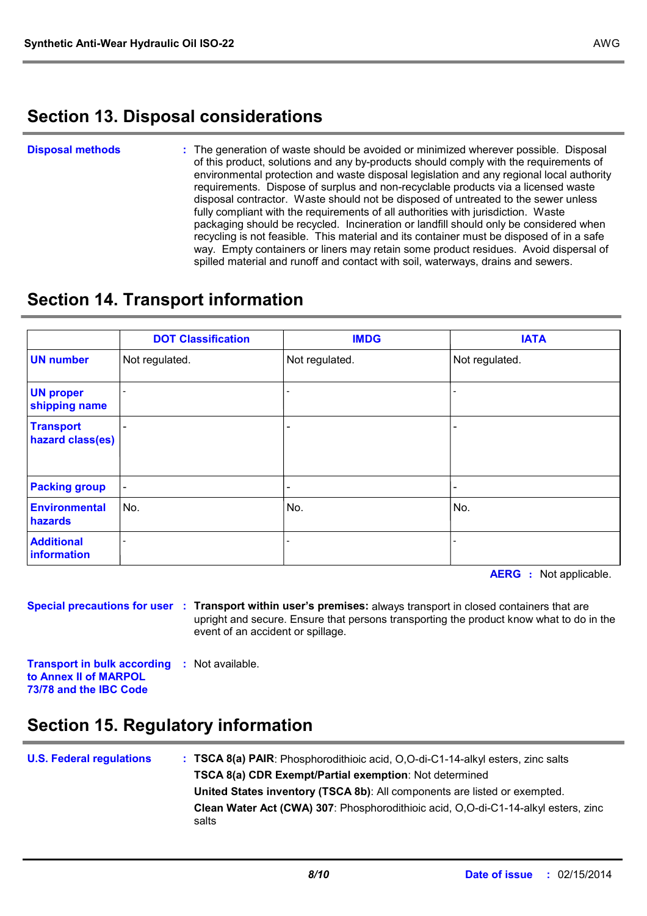## Section 13. Disposal considerations

**Disposal methods** : The generation of waste should be avoided or minimized wherever possible. Disposal of this product, solutions and any by-products should comply with the requirements of environmental protection and waste disposal legislation and any regional local authority requirements. Dispose of surplus and non-recyclable products via a licensed waste disposal contractor. Waste should not be disposed of untreated to the sewer unless fully compliant with the requirements of all authorities with jurisdiction. Waste packaging should be recycled. Incineration or landfill should only be considered when recycling is not feasible. This material and its container must be disposed of in a safe way. Empty containers or liners may retain some product residues. Avoid dispersal of spilled material and runoff and contact with soil, waterways, drains and sewers.

## Section 14. Transport information

| | DOT Classification | IMDG | IATA |
|---|---|---|---|
| UN number | Not regulated. | Not regulated. | Not regulated. |
| UN proper shipping name | - | - | - |
| Transport hazard class(es) | - | - | - |
| Packing group | - | - | - |
| Environmental hazards | No. | No. | No. |
| Additional information | - | - | - |

**AERG** : Not applicable.

**Special precautions for user** : **Transport within user's premises:** always transport in closed containers that are upright and secure. Ensure that persons transporting the product know what to do in the event of an accident or spillage.

**Transport in bulk according to Annex II of MARPOL 73/78 and the IBC Code** : Not available.

## Section 15. Regulatory information

**U.S. Federal regulations** : **TSCA 8(a) PAIR**: Phosphorodithioic acid, O,O-di-C1-14-alkyl esters, zinc salts

**TSCA 8(a) CDR Exempt/Partial exemption**: Not determined

**United States inventory (TSCA 8b)**: All components are listed or exempted.

**Clean Water Act (CWA) 307**: Phosphorodithioic acid, O,O-di-C1-14-alkyl esters, zinc salts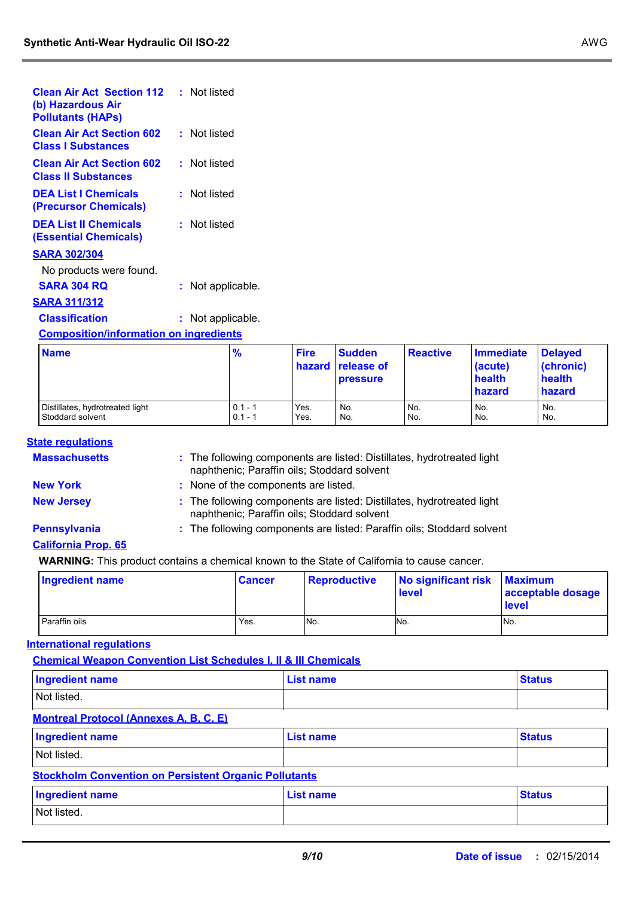**Clean Air Act Section 112 (b) Hazardous Air Pollutants (HAPs)** : Not listed

**Clean Air Act Section 602 Class I Substances** : Not listed

**Clean Air Act Section 602 Class II Substances** : Not listed

**DEA List I Chemicals (Precursor Chemicals)** : Not listed

**DEA List II Chemicals (Essential Chemicals)** : Not listed

**SARA 302/304**

No products were found.

**SARA 304 RQ** : Not applicable.

**SARA 311/312**

**Classification** : Not applicable.

**Composition/information on ingredients**

| Name | % | Fire hazard | Sudden release of pressure | Reactive | Immediate (acute) health hazard | Delayed (chronic) health hazard |
|---|---|---|---|---|---|---|
| Distillates, hydrotreated light | 0.1 - 1 | Yes. | No. | No. | No. | No. |
| Stoddard solvent | 0.1 - 1 | Yes. | No. | No. | No. | No. |

**State regulations**

**Massachusetts** : The following components are listed: Distillates, hydrotreated light naphthenic; Paraffin oils; Stoddard solvent

**New York** : None of the components are listed.

**New Jersey** : The following components are listed: Distillates, hydrotreated light naphthenic; Paraffin oils; Stoddard solvent

**Pennsylvania** : The following components are listed: Paraffin oils; Stoddard solvent

**California Prop. 65**

**WARNING:** This product contains a chemical known to the State of California to cause cancer.

| Ingredient name | Cancer | Reproductive | No significant risk level | Maximum acceptable dosage level |
|---|---|---|---|---|
| Paraffin oils | Yes. | No. | No. | No. |

**International regulations**

**Chemical Weapon Convention List Schedules I, II & III Chemicals**

| Ingredient name | List name | Status |
|---|---|---|
| Not listed. | | |

**Montreal Protocol (Annexes A, B, C, E)**

| Ingredient name | List name | Status |
|---|---|---|
| Not listed. | | |

**Stockholm Convention on Persistent Organic Pollutants**

| Ingredient name | List name | Status |
|---|---|---|
| Not listed. | | |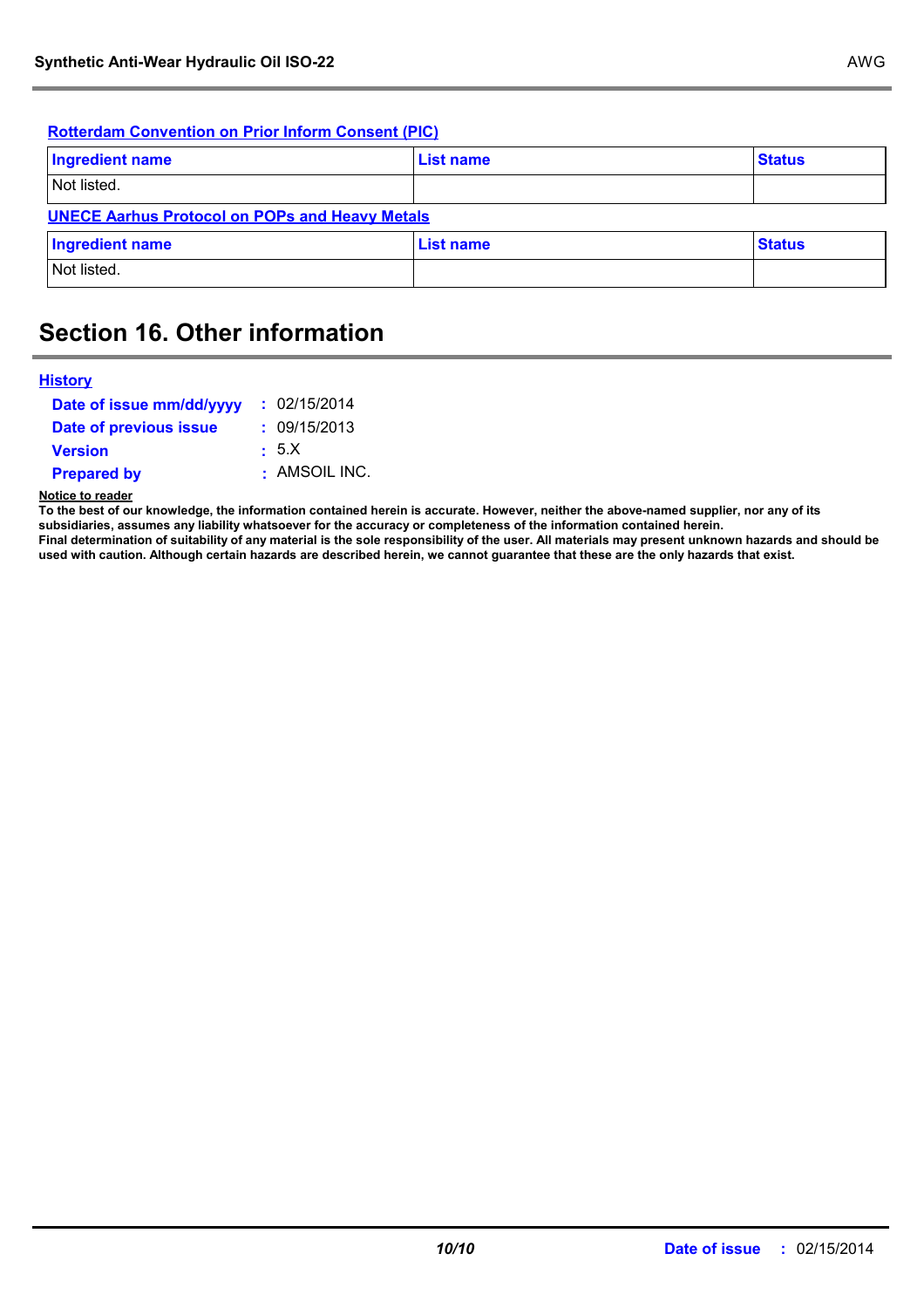#### Rotterdam Convention on Prior Inform Consent (PIC)

| Ingredient name | List name | Status |
|---|---|---|
| Not listed. | | |

#### UNECE Aarhus Protocol on POPs and Heavy Metals

| Ingredient name | List name | Status |
|---|---|---|
| Not listed. | | |

## Section 16. Other information

#### History

**Date of issue mm/dd/yyyy** : 02/15/2014

**Date of previous issue** : 09/15/2013

**Version** : 5.X

**Prepared by** : AMSOIL INC.

**Notice to reader**

**To the best of our knowledge, the information contained herein is accurate. However, neither the above-named supplier, nor any of its subsidiaries, assumes any liability whatsoever for the accuracy or completeness of the information contained herein.**
**Final determination of suitability of any material is the sole responsibility of the user. All materials may present unknown hazards and should be used with caution. Although certain hazards are described herein, we cannot guarantee that these are the only hazards that exist.**